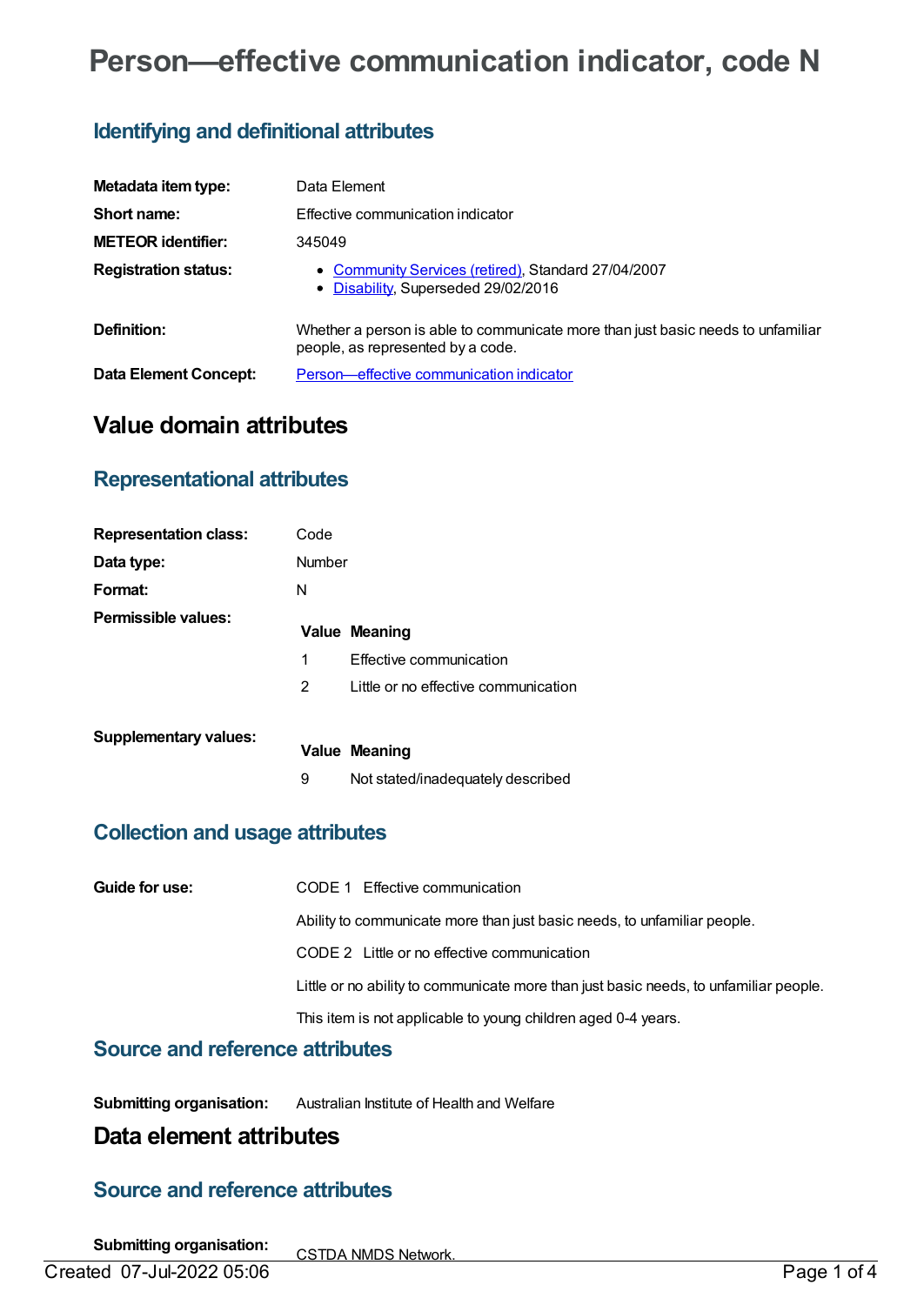# Person—effective communication indicator, code N

## Identifying and definitional attributes

| | |
|---|---|
| **Metadata item type:** | Data Element |
| **Short name:** | Effective communication indicator |
| **METEOR identifier:** | 345049 |
| **Registration status:** | • Community Services (retired), Standard 27/04/2007<br>• Disability, Superseded 29/02/2016 |
| **Definition:** | Whether a person is able to communicate more than just basic needs to unfamiliar people, as represented by a code. |
| **Data Element Concept:** | Person—effective communication indicator |

# Value domain attributes

## Representational attributes

| | |
|---|---|
| **Representation class:** | Code |
| **Data type:** | Number |
| **Format:** | N |

**Permissible values:**

| Value | Meaning |
|---|---|
| 1 | Effective communication |
| 2 | Little or no effective communication |

**Supplementary values:**

| Value | Meaning |
|---|---|
| 9 | Not stated/inadequately described |

## Collection and usage attributes

**Guide for use:**

CODE 1 Effective communication

Ability to communicate more than just basic needs, to unfamiliar people.

CODE 2 Little or no effective communication

Little or no ability to communicate more than just basic needs, to unfamiliar people.

This item is not applicable to young children aged 0-4 years.

## Source and reference attributes

**Submitting organisation:** Australian Institute of Health and Welfare

# Data element attributes

## Source and reference attributes

**Submitting organisation:** CSTDA NMDS Network.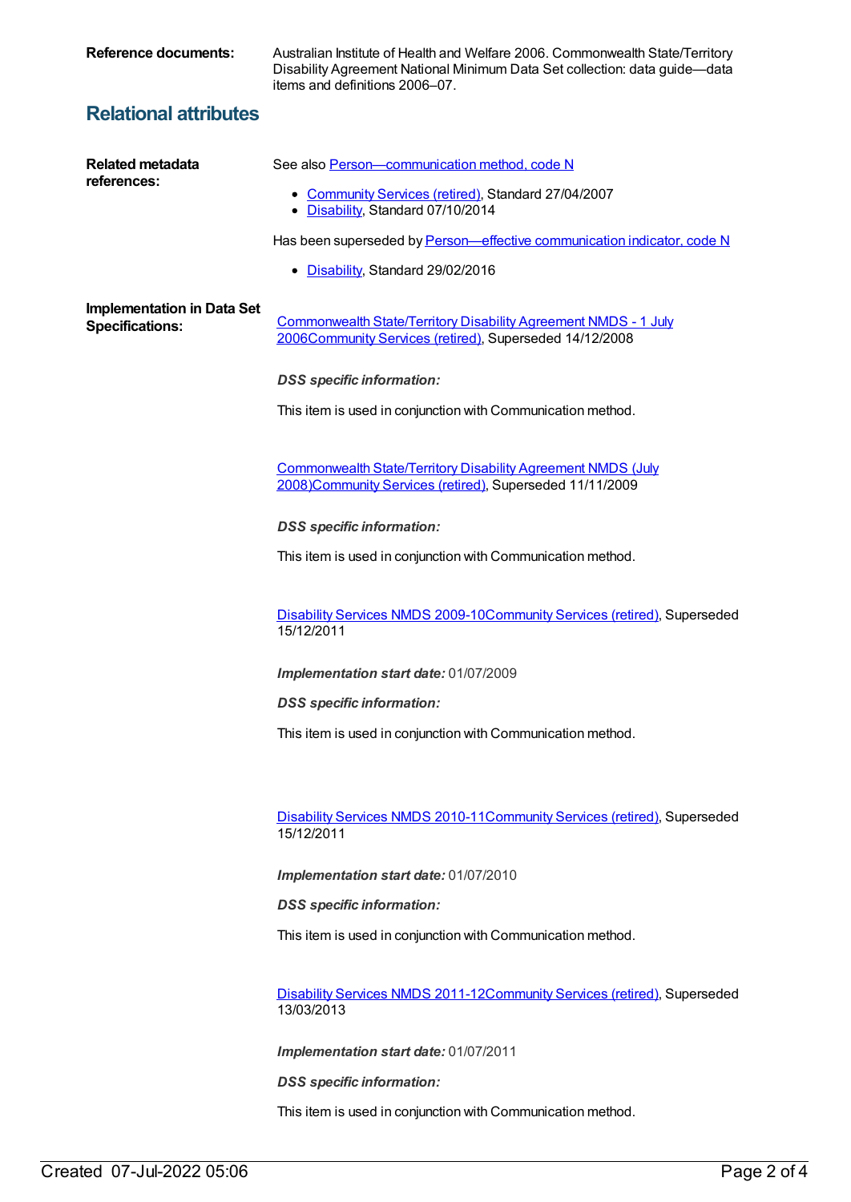**Reference documents:** Australian Institute of Health and Welfare 2006. Commonwealth State/Territory Disability Agreement National Minimum Data Set collection: data guide—data items and definitions 2006–07.

## Relational attributes

**Related metadata references:**

See also Person—communication method, code N

- Community Services (retired), Standard 27/04/2007
- Disability, Standard 07/10/2014

Has been superseded by Person—effective communication indicator, code N

- Disability, Standard 29/02/2016

**Implementation in Data Set Specifications:**

Commonwealth State/Territory Disability Agreement NMDS - 1 July 2006Community Services (retired), Superseded 14/12/2008

***DSS specific information:***

This item is used in conjunction with Communication method.

Commonwealth State/Territory Disability Agreement NMDS (July 2008)Community Services (retired), Superseded 11/11/2009

***DSS specific information:***

This item is used in conjunction with Communication method.

Disability Services NMDS 2009-10Community Services (retired), Superseded 15/12/2011

***Implementation start date:*** 01/07/2009

***DSS specific information:***

This item is used in conjunction with Communication method.

Disability Services NMDS 2010-11Community Services (retired), Superseded 15/12/2011

***Implementation start date:*** 01/07/2010

***DSS specific information:***

This item is used in conjunction with Communication method.

Disability Services NMDS 2011-12Community Services (retired), Superseded 13/03/2013

***Implementation start date:*** 01/07/2011

***DSS specific information:***

This item is used in conjunction with Communication method.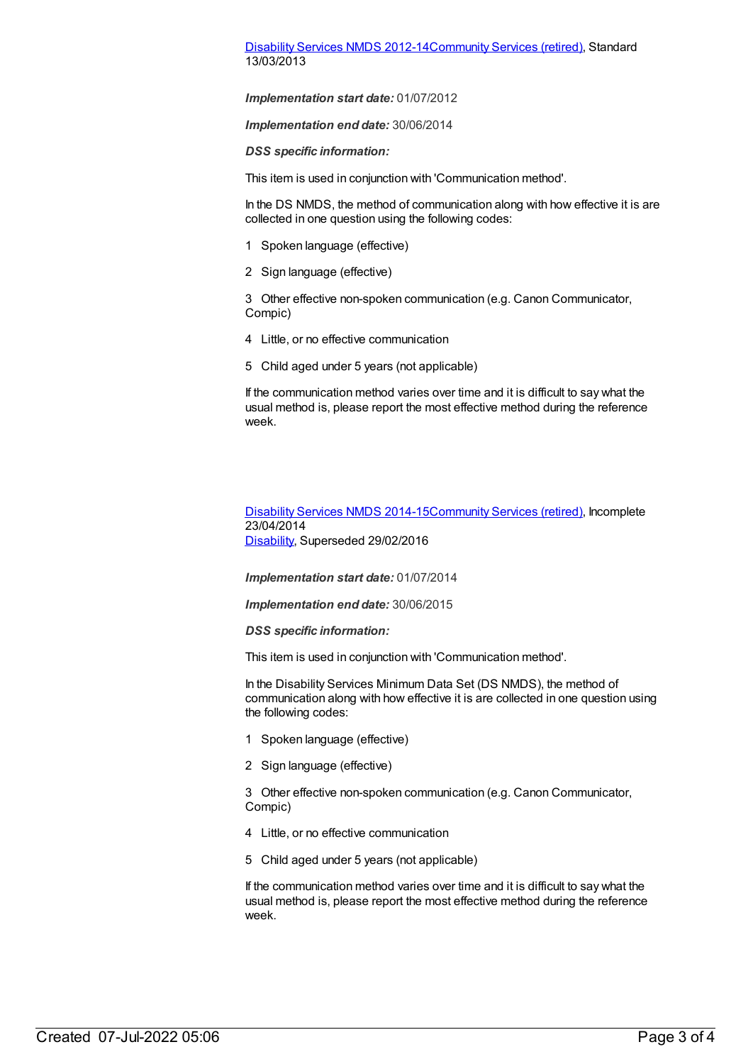Disability Services NMDS 2012-14Community Services (retired), Standard 13/03/2013

***Implementation start date:*** 01/07/2012

***Implementation end date:*** 30/06/2014

***DSS specific information:***

This item is used in conjunction with 'Communication method'.

In the DS NMDS, the method of communication along with how effective it is are collected in one question using the following codes:

1 Spoken language (effective)

2 Sign language (effective)

3 Other effective non-spoken communication (e.g. Canon Communicator, Compic)

4 Little, or no effective communication

5 Child aged under 5 years (not applicable)

If the communication method varies over time and it is difficult to say what the usual method is, please report the most effective method during the reference week.

Disability Services NMDS 2014-15Community Services (retired), Incomplete 23/04/2014
Disability, Superseded 29/02/2016

***Implementation start date:*** 01/07/2014

***Implementation end date:*** 30/06/2015

***DSS specific information:***

This item is used in conjunction with 'Communication method'.

In the Disability Services Minimum Data Set (DS NMDS), the method of communication along with how effective it is are collected in one question using the following codes:

1 Spoken language (effective)

2 Sign language (effective)

3 Other effective non-spoken communication (e.g. Canon Communicator, Compic)

4 Little, or no effective communication

5 Child aged under 5 years (not applicable)

If the communication method varies over time and it is difficult to say what the usual method is, please report the most effective method during the reference week.